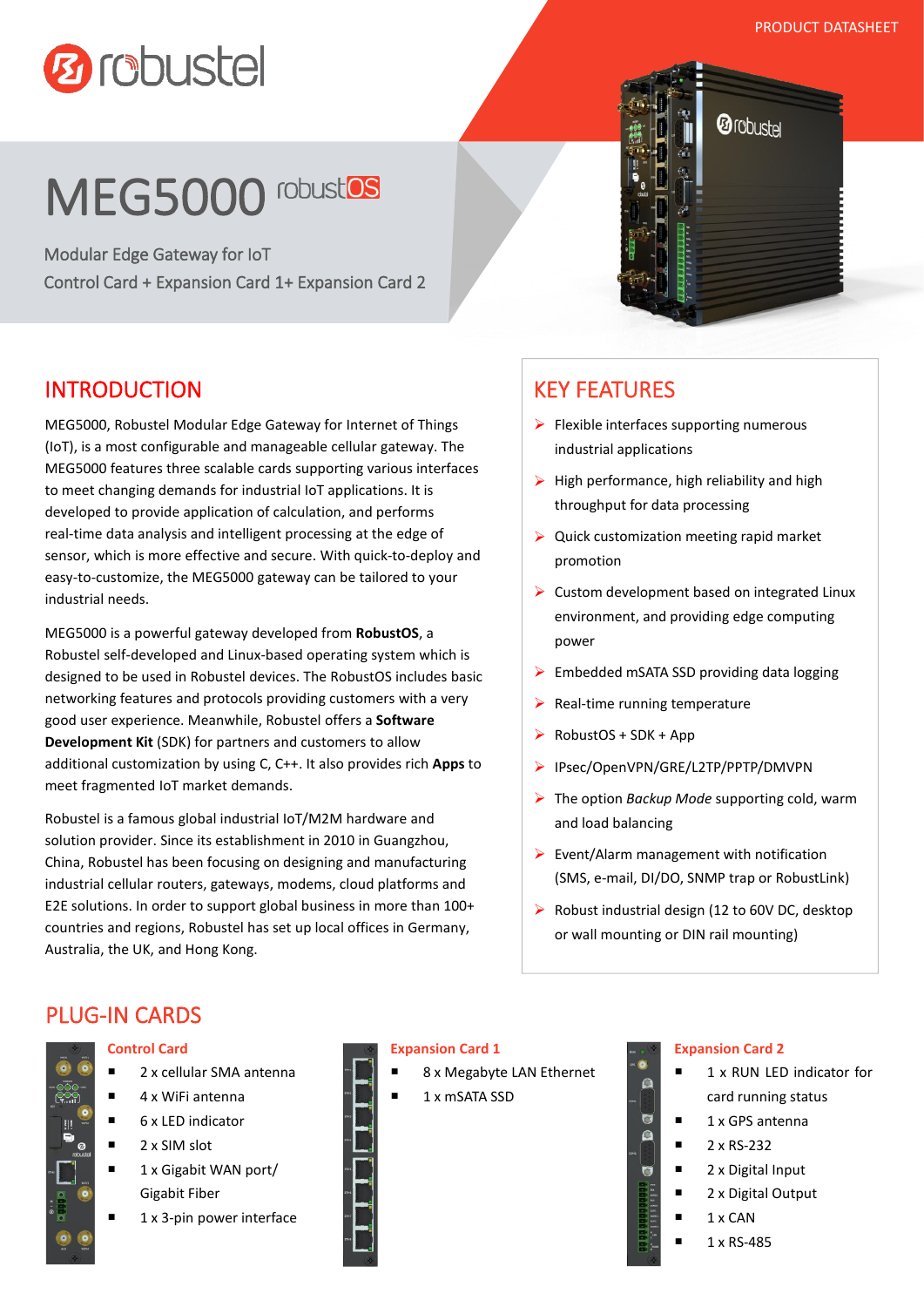# MEG5000 robustOS

Modular Edge Gateway for IoT
Control Card + Expansion Card 1+ Expansion Card 2

## INTRODUCTION

MEG5000, Robustel Modular Edge Gateway for Internet of Things (IoT), is a most configurable and manageable cellular gateway. The MEG5000 features three scalable cards supporting various interfaces to meet changing demands for industrial IoT applications. It is developed to provide application of calculation, and performs real-time data analysis and intelligent processing at the edge of sensor, which is more effective and secure. With quick-to-deploy and easy-to-customize, the MEG5000 gateway can be tailored to your industrial needs.

MEG5000 is a powerful gateway developed from **RobustOS**, a Robustel self-developed and Linux-based operating system which is designed to be used in Robustel devices. The RobustOS includes basic networking features and protocols providing customers with a very good user experience. Meanwhile, Robustel offers a **Software Development Kit** (SDK) for partners and customers to allow additional customization by using C, C++. It also provides rich **Apps** to meet fragmented IoT market demands.

Robustel is a famous global industrial IoT/M2M hardware and solution provider. Since its establishment in 2010 in Guangzhou, China, Robustel has been focusing on designing and manufacturing industrial cellular routers, gateways, modems, cloud platforms and E2E solutions. In order to support global business in more than 100+ countries and regions, Robustel has set up local offices in Germany, Australia, the UK, and Hong Kong.

## KEY FEATURES

- Flexible interfaces supporting numerous industrial applications
- High performance, high reliability and high throughput for data processing
- Quick customization meeting rapid market promotion
- Custom development based on integrated Linux environment, and providing edge computing power
- Embedded mSATA SSD providing data logging
- Real-time running temperature
- RobustOS + SDK + App
- IPsec/OpenVPN/GRE/L2TP/PPTP/DMVPN
- The option *Backup Mode* supporting cold, warm and load balancing
- Event/Alarm management with notification (SMS, e-mail, DI/DO, SNMP trap or RobustLink)
- Robust industrial design (12 to 60V DC, desktop or wall mounting or DIN rail mounting)

## PLUG-IN CARDS

### Control Card

- 2 x cellular SMA antenna
- 4 x WiFi antenna
- 6 x LED indicator
- 2 x SIM slot
- 1 x Gigabit WAN port/ Gigabit Fiber
- 1 x 3-pin power interface

### Expansion Card 1

- 8 x Megabyte LAN Ethernet
- 1 x mSATA SSD

### Expansion Card 2

- 1 x RUN LED indicator for card running status
- 1 x GPS antenna
- 2 x RS-232
- 2 x Digital Input
- 2 x Digital Output
- 1 x CAN
- 1 x RS-485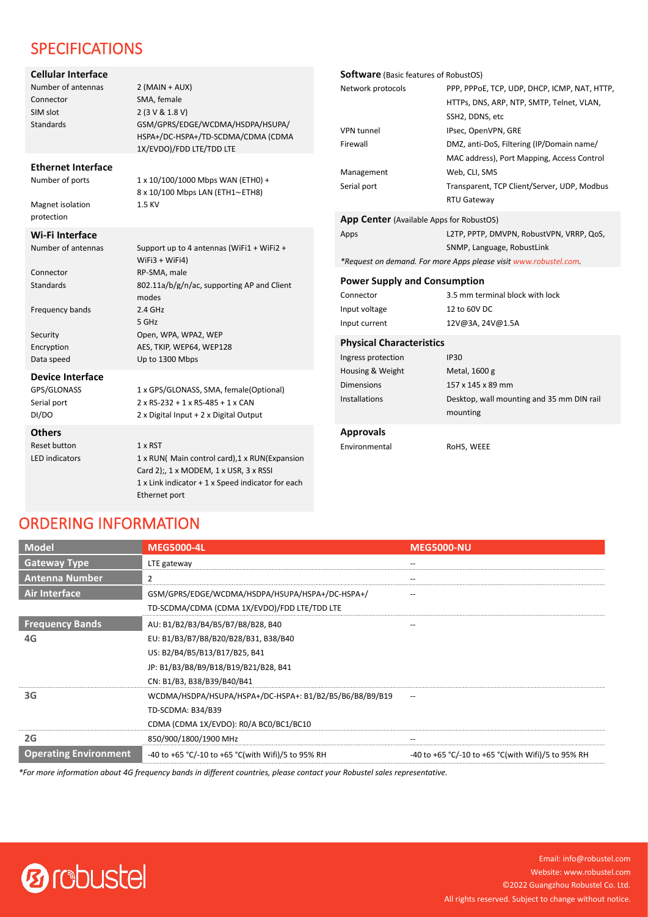## SPECIFICATIONS

### Cellular Interface

| | |
|---|---|
| Number of antennas | 2 (MAIN + AUX) |
| Connector | SMA, female |
| SIM slot | 2 (3 V & 1.8 V) |
| Standards | GSM/GPRS/EDGE/WCDMA/HSDPA/HSUPA/ HSPA+/DC-HSPA+/TD-SCDMA/CDMA (CDMA 1X/EVDO)/FDD LTE/TDD LTE |

### Ethernet Interface

| | |
|---|---|
| Number of ports | 1 x 10/100/1000 Mbps WAN (ETH0) + 8 x 10/100 Mbps LAN (ETH1~ETH8) |
| Magnet isolation protection | 1.5 KV |

### Wi-Fi Interface

| | |
|---|---|
| Number of antennas | Support up to 4 antennas (WiFi1 + WiFi2 + WiFi3 + WiFi4) |
| Connector | RP-SMA, male |
| Standards | 802.11a/b/g/n/ac, supporting AP and Client modes |
| Frequency bands | 2.4 GHz<br>5 GHz |
| Security | Open, WPA, WPA2, WEP |
| Encryption | AES, TKIP, WEP64, WEP128 |
| Data speed | Up to 1300 Mbps |

### Device Interface

| | |
|---|---|
| GPS/GLONASS | 1 x GPS/GLONASS, SMA, female(Optional) |
| Serial port | 2 x RS-232 + 1 x RS-485 + 1 x CAN |
| DI/DO | 2 x Digital Input + 2 x Digital Output |

### Others

| | |
|---|---|
| Reset button | 1 x RST |
| LED indicators | 1 x RUN( Main control card),1 x RUN(Expansion Card 2);, 1 x MODEM, 1 x USR, 3 x RSSI<br>1 x Link indicator + 1 x Speed indicator for each Ethernet port |

### Software (Basic features of RobustOS)

| | |
|---|---|
| Network protocols | PPP, PPPoE, TCP, UDP, DHCP, ICMP, NAT, HTTP, HTTPs, DNS, ARP, NTP, SMTP, Telnet, VLAN, SSH2, DDNS, etc |
| VPN tunnel | IPsec, OpenVPN, GRE |
| Firewall | DMZ, anti-DoS, Filtering (IP/Domain name/ MAC address), Port Mapping, Access Control |
| Management | Web, CLI, SMS |
| Serial port | Transparent, TCP Client/Server, UDP, Modbus RTU Gateway |

### App Center (Available Apps for RobustOS)

| | |
|---|---|
| Apps | L2TP, PPTP, DMVPN, RobustVPN, VRRP, QoS, SNMP, Language, RobustLink |

*\*Request on demand. For more Apps please visit www.robustel.com.*

### Power Supply and Consumption

| | |
|---|---|
| Connector | 3.5 mm terminal block with lock |
| Input voltage | 12 to 60V DC |
| Input current | 12V@3A, 24V@1.5A |

### Physical Characteristics

| | |
|---|---|
| Ingress protection | IP30 |
| Housing & Weight | Metal, 1600 g |
| Dimensions | 157 x 145 x 89 mm |
| Installations | Desktop, wall mounting and 35 mm DIN rail mounting |

### Approvals

| | |
|---|---|
| Environmental | RoHS, WEEE |

## ORDERING INFORMATION

| Model | MEG5000-4L | MEG5000-NU |
|---|---|---|
| Gateway Type | LTE gateway | -- |
| Antenna Number | 2 | -- |
| Air Interface | GSM/GPRS/EDGE/WCDMA/HSDPA/HSUPA/HSPA+/DC-HSPA+/ TD-SCDMA/CDMA (CDMA 1X/EVDO)/FDD LTE/TDD LTE | -- |
| Frequency Bands 4G | AU: B1/B2/B3/B4/B5/B7/B8/B28, B40<br>EU: B1/B3/B7/B8/B20/B28/B31, B38/B40<br>US: B2/B4/B5/B13/B17/B25, B41<br>JP: B1/B3/B8/B9/B18/B19/B21/B28, B41<br>CN: B1/B3, B38/B39/B40/B41 | -- |
| 3G | WCDMA/HSDPA/HSUPA/HSPA+/DC-HSPA+: B1/B2/B5/B6/B8/B9/B19<br>TD-SCDMA: B34/B39<br>CDMA (CDMA 1X/EVDO): R0/A BC0/BC1/BC10 | -- |
| 2G | 850/900/1800/1900 MHz | -- |
| Operating Environment | -40 to +65 °C/-10 to +65 °C(with Wifi)/5 to 95% RH | -40 to +65 °C/-10 to +65 °C(with Wifi)/5 to 95% RH |

*\*For more information about 4G frequency bands in different countries, please contact your Robustel sales representative.*

robustel

Email: info@robustel.com
Website: www.robustel.com
©2022 Guangzhou Robustel Co. Ltd.
All rights reserved. Subject to change without notice.